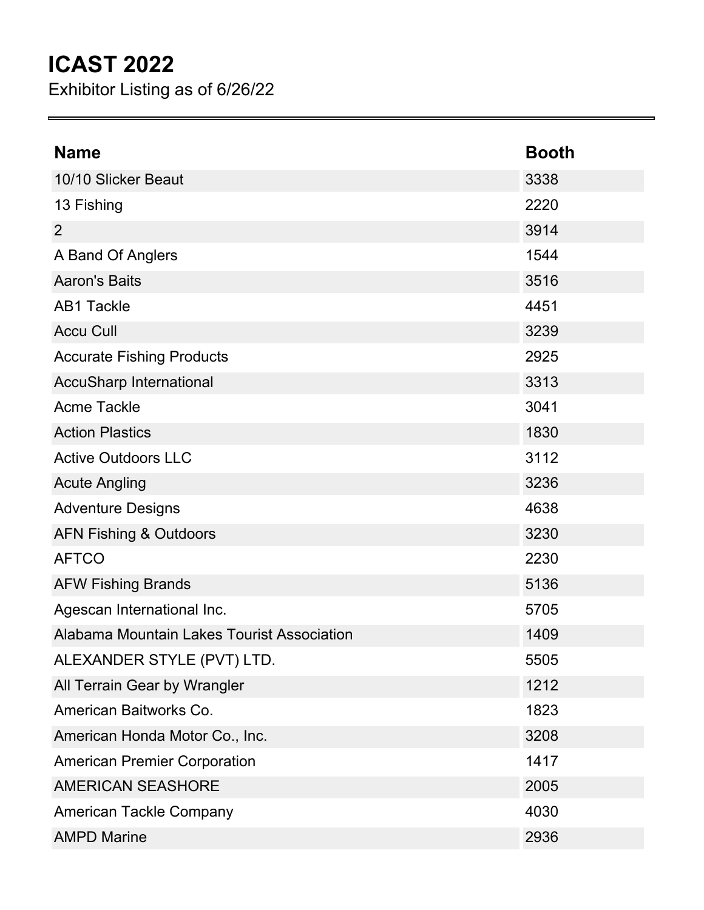# ICAST 2022

Exhibitor Listing as of 6/26/22

| Name | Booth |
| --- | --- |
| 10/10 Slicker Beaut | 3338 |
| 13 Fishing | 2220 |
| 2 | 3914 |
| A Band Of Anglers | 1544 |
| Aaron's Baits | 3516 |
| AB1 Tackle | 4451 |
| Accu Cull | 3239 |
| Accurate Fishing Products | 2925 |
| AccuSharp International | 3313 |
| Acme Tackle | 3041 |
| Action Plastics | 1830 |
| Active Outdoors LLC | 3112 |
| Acute Angling | 3236 |
| Adventure Designs | 4638 |
| AFN Fishing & Outdoors | 3230 |
| AFTCO | 2230 |
| AFW Fishing Brands | 5136 |
| Agescan International Inc. | 5705 |
| Alabama Mountain Lakes Tourist Association | 1409 |
| ALEXANDER STYLE (PVT) LTD. | 5505 |
| All Terrain Gear by Wrangler | 1212 |
| American Baitworks Co. | 1823 |
| American Honda Motor Co., Inc. | 3208 |
| American Premier Corporation | 1417 |
| AMERICAN SEASHORE | 2005 |
| American Tackle Company | 4030 |
| AMPD Marine | 2936 |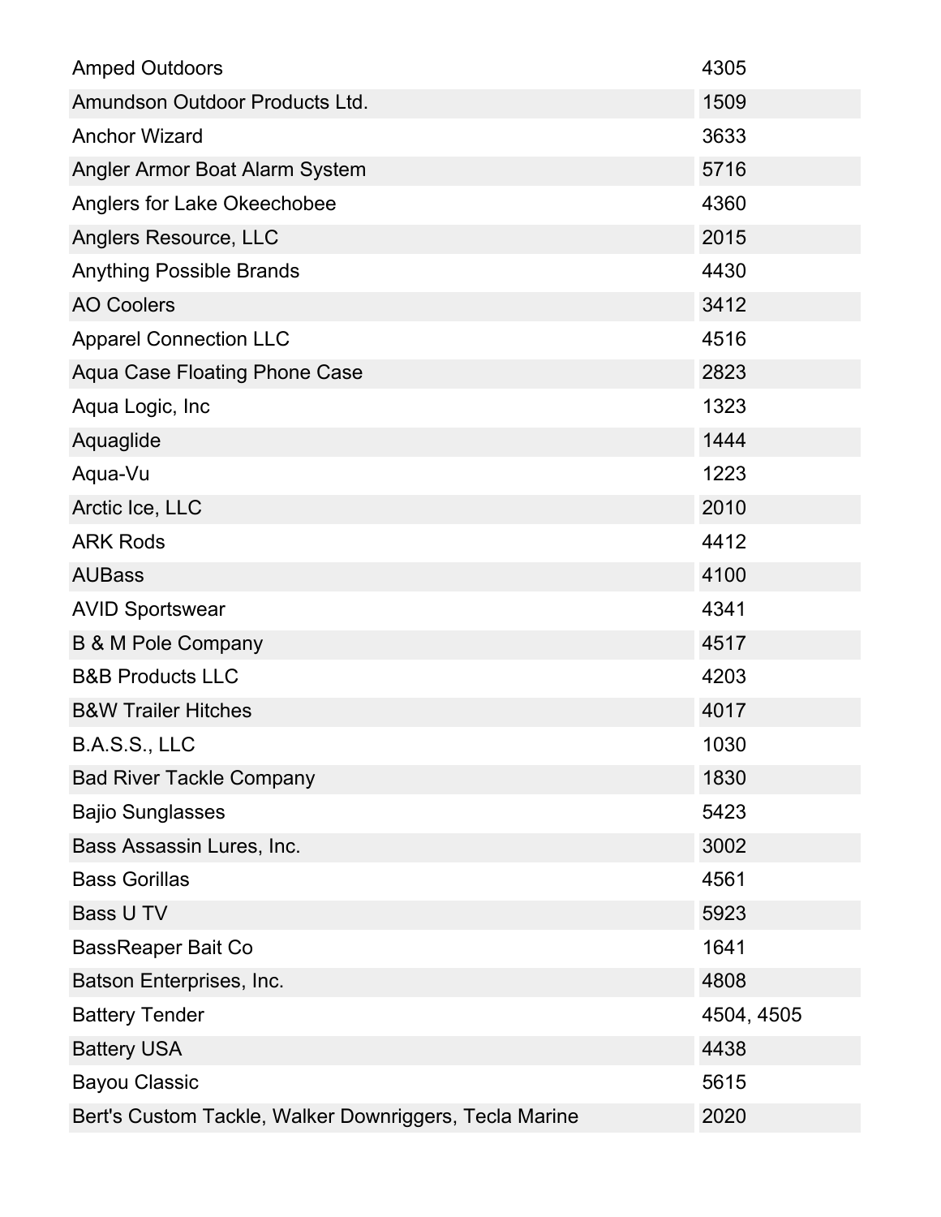| | |
|---|---|
| Amped Outdoors | 4305 |
| Amundson Outdoor Products Ltd. | 1509 |
| Anchor Wizard | 3633 |
| Angler Armor Boat Alarm System | 5716 |
| Anglers for Lake Okeechobee | 4360 |
| Anglers Resource, LLC | 2015 |
| Anything Possible Brands | 4430 |
| AO Coolers | 3412 |
| Apparel Connection LLC | 4516 |
| Aqua Case Floating Phone Case | 2823 |
| Aqua Logic, Inc | 1323 |
| Aquaglide | 1444 |
| Aqua-Vu | 1223 |
| Arctic Ice, LLC | 2010 |
| ARK Rods | 4412 |
| AUBass | 4100 |
| AVID Sportswear | 4341 |
| B & M Pole Company | 4517 |
| B&B Products LLC | 4203 |
| B&W Trailer Hitches | 4017 |
| B.A.S.S., LLC | 1030 |
| Bad River Tackle Company | 1830 |
| Bajio Sunglasses | 5423 |
| Bass Assassin Lures, Inc. | 3002 |
| Bass Gorillas | 4561 |
| Bass U TV | 5923 |
| BassReaper Bait Co | 1641 |
| Batson Enterprises, Inc. | 4808 |
| Battery Tender | 4504, 4505 |
| Battery USA | 4438 |
| Bayou Classic | 5615 |
| Bert's Custom Tackle, Walker Downriggers, Tecla Marine | 2020 |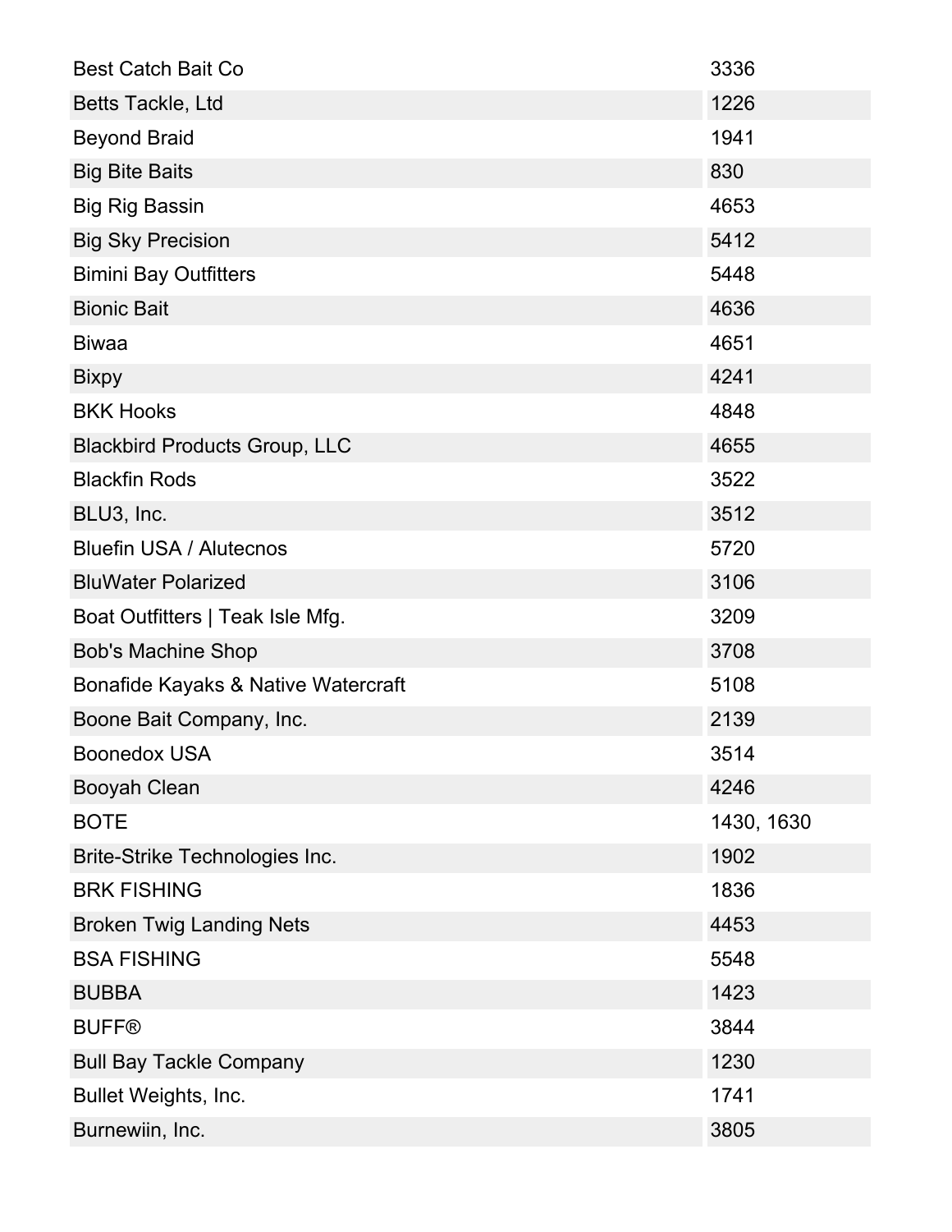| Best Catch Bait Co | 3336 |
|---|---|
| Betts Tackle, Ltd | 1226 |
| Beyond Braid | 1941 |
| Big Bite Baits | 830 |
| Big Rig Bassin | 4653 |
| Big Sky Precision | 5412 |
| Bimini Bay Outfitters | 5448 |
| Bionic Bait | 4636 |
| Biwaa | 4651 |
| Bixpy | 4241 |
| BKK Hooks | 4848 |
| Blackbird Products Group, LLC | 4655 |
| Blackfin Rods | 3522 |
| BLU3, Inc. | 3512 |
| Bluefin USA / Alutecnos | 5720 |
| BluWater Polarized | 3106 |
| Boat Outfitters \| Teak Isle Mfg. | 3209 |
| Bob's Machine Shop | 3708 |
| Bonafide Kayaks & Native Watercraft | 5108 |
| Boone Bait Company, Inc. | 2139 |
| Boonedox USA | 3514 |
| Booyah Clean | 4246 |
| BOTE | 1430, 1630 |
| Brite-Strike Technologies Inc. | 1902 |
| BRK FISHING | 1836 |
| Broken Twig Landing Nets | 4453 |
| BSA FISHING | 5548 |
| BUBBA | 1423 |
| BUFF® | 3844 |
| Bull Bay Tackle Company | 1230 |
| Bullet Weights, Inc. | 1741 |
| Burnewiin, Inc. | 3805 |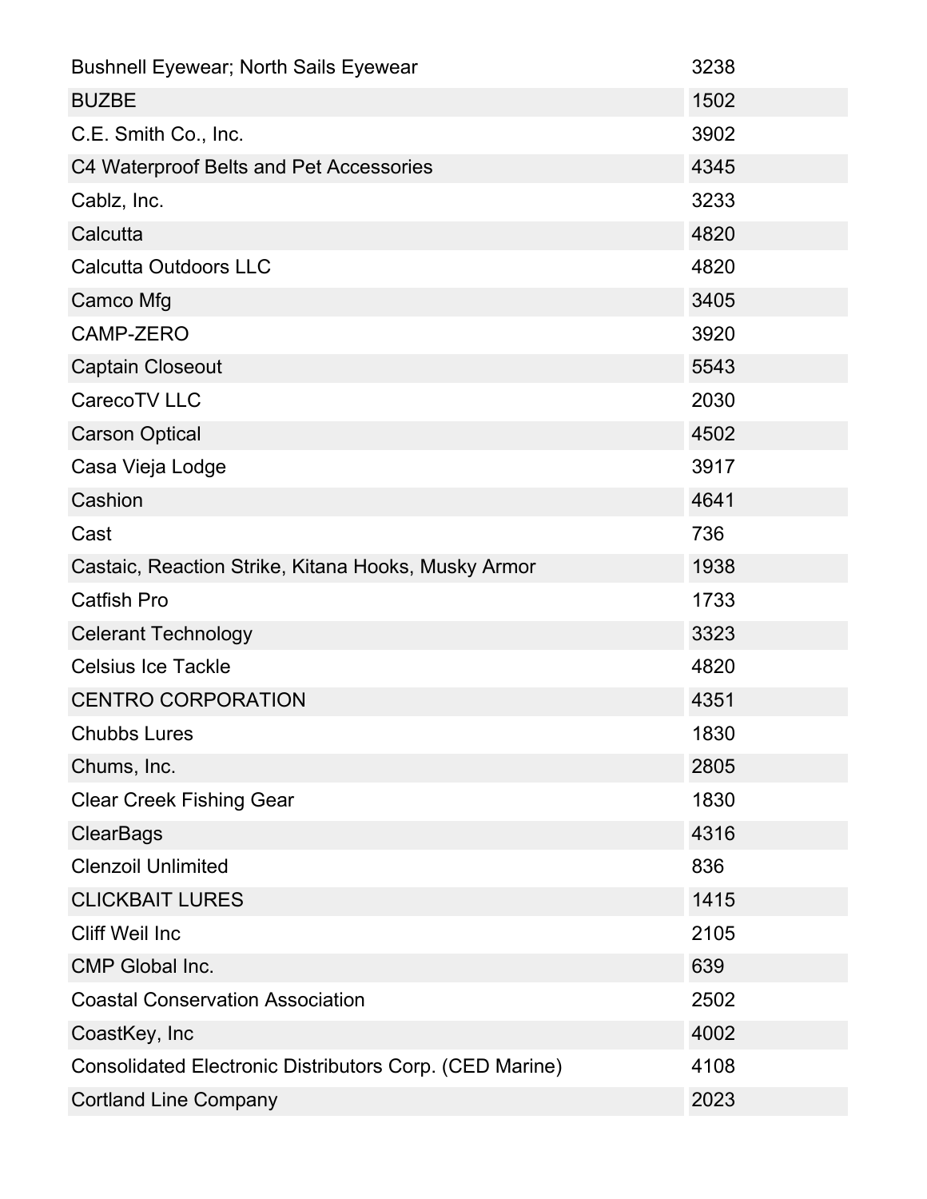| | |
|---|---|
| Bushnell Eyewear; North Sails Eyewear | 3238 |
| BUZBE | 1502 |
| C.E. Smith Co., Inc. | 3902 |
| C4 Waterproof Belts and Pet Accessories | 4345 |
| Cablz, Inc. | 3233 |
| Calcutta | 4820 |
| Calcutta Outdoors LLC | 4820 |
| Camco Mfg | 3405 |
| CAMP-ZERO | 3920 |
| Captain Closeout | 5543 |
| CarecoTV LLC | 2030 |
| Carson Optical | 4502 |
| Casa Vieja Lodge | 3917 |
| Cashion | 4641 |
| Cast | 736 |
| Castaic, Reaction Strike, Kitana Hooks, Musky Armor | 1938 |
| Catfish Pro | 1733 |
| Celerant Technology | 3323 |
| Celsius Ice Tackle | 4820 |
| CENTRO CORPORATION | 4351 |
| Chubbs Lures | 1830 |
| Chums, Inc. | 2805 |
| Clear Creek Fishing Gear | 1830 |
| ClearBags | 4316 |
| Clenzoil Unlimited | 836 |
| CLICKBAIT LURES | 1415 |
| Cliff Weil Inc | 2105 |
| CMP Global Inc. | 639 |
| Coastal Conservation Association | 2502 |
| CoastKey, Inc | 4002 |
| Consolidated Electronic Distributors Corp. (CED Marine) | 4108 |
| Cortland Line Company | 2023 |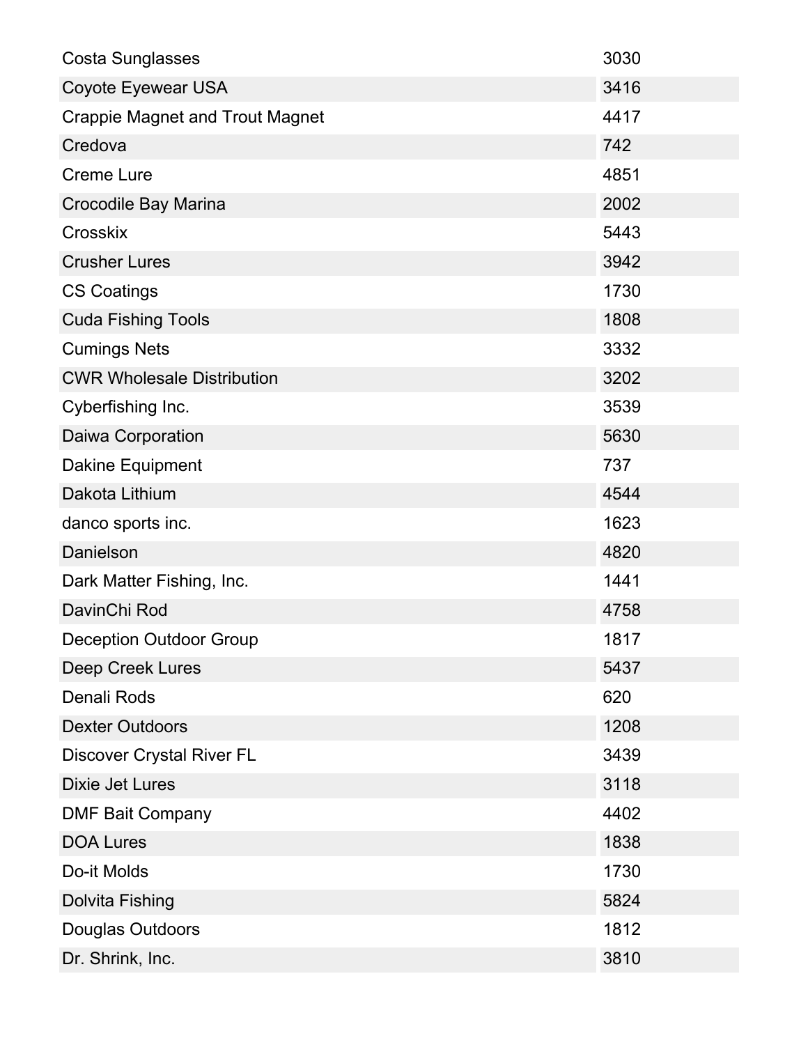| | |
|---|---|
| Costa Sunglasses | 3030 |
| Coyote Eyewear USA | 3416 |
| Crappie Magnet and Trout Magnet | 4417 |
| Credova | 742 |
| Creme Lure | 4851 |
| Crocodile Bay Marina | 2002 |
| Crosskix | 5443 |
| Crusher Lures | 3942 |
| CS Coatings | 1730 |
| Cuda Fishing Tools | 1808 |
| Cumings Nets | 3332 |
| CWR Wholesale Distribution | 3202 |
| Cyberfishing Inc. | 3539 |
| Daiwa Corporation | 5630 |
| Dakine Equipment | 737 |
| Dakota Lithium | 4544 |
| danco sports inc. | 1623 |
| Danielson | 4820 |
| Dark Matter Fishing, Inc. | 1441 |
| DavinChi Rod | 4758 |
| Deception Outdoor Group | 1817 |
| Deep Creek Lures | 5437 |
| Denali Rods | 620 |
| Dexter Outdoors | 1208 |
| Discover Crystal River FL | 3439 |
| Dixie Jet Lures | 3118 |
| DMF Bait Company | 4402 |
| DOA Lures | 1838 |
| Do-it Molds | 1730 |
| Dolvita Fishing | 5824 |
| Douglas Outdoors | 1812 |
| Dr. Shrink, Inc. | 3810 |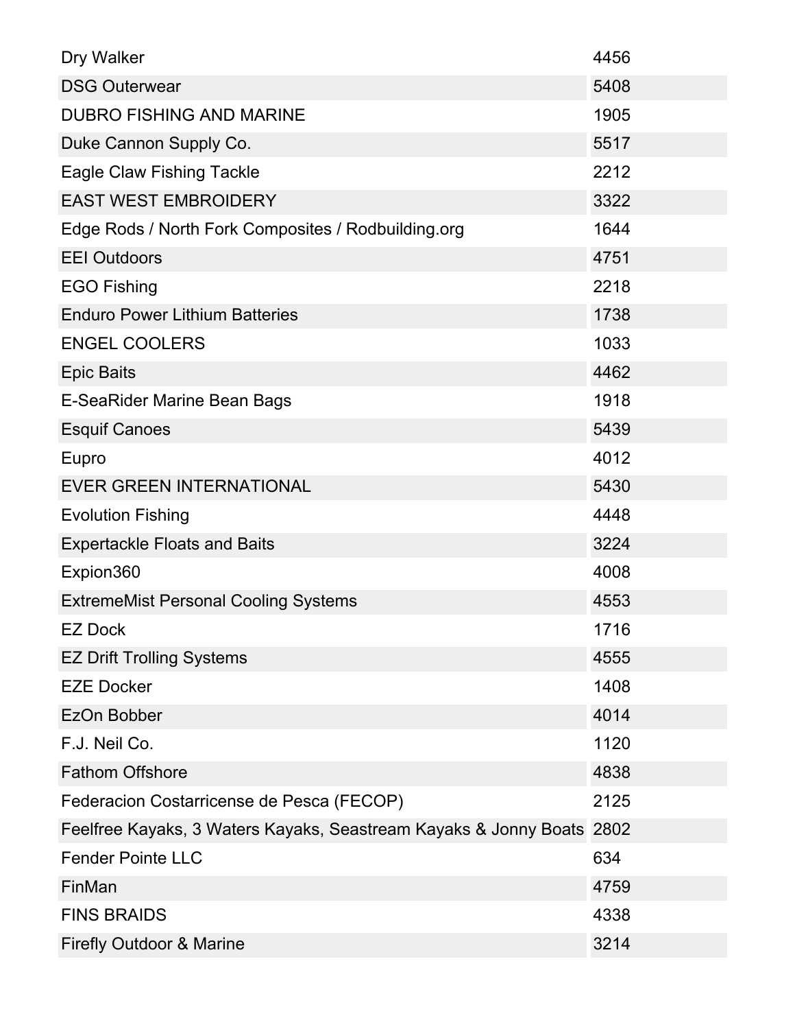| | |
|---|---|
| Dry Walker | 4456 |
| DSG Outerwear | 5408 |
| DUBRO FISHING AND MARINE | 1905 |
| Duke Cannon Supply Co. | 5517 |
| Eagle Claw Fishing Tackle | 2212 |
| EAST WEST EMBROIDERY | 3322 |
| Edge Rods / North Fork Composites / Rodbuilding.org | 1644 |
| EEI Outdoors | 4751 |
| EGO Fishing | 2218 |
| Enduro Power Lithium Batteries | 1738 |
| ENGEL COOLERS | 1033 |
| Epic Baits | 4462 |
| E-SeaRider Marine Bean Bags | 1918 |
| Esquif Canoes | 5439 |
| Eupro | 4012 |
| EVER GREEN INTERNATIONAL | 5430 |
| Evolution Fishing | 4448 |
| Expertackle Floats and Baits | 3224 |
| Expion360 | 4008 |
| ExtremeMist Personal Cooling Systems | 4553 |
| EZ Dock | 1716 |
| EZ Drift Trolling Systems | 4555 |
| EZE Docker | 1408 |
| EzOn Bobber | 4014 |
| F.J. Neil Co. | 1120 |
| Fathom Offshore | 4838 |
| Federacion Costarricense de Pesca (FECOP) | 2125 |
| Feelfree Kayaks, 3 Waters Kayaks, Seastream Kayaks & Jonny Boats | 2802 |
| Fender Pointe LLC | 634 |
| FinMan | 4759 |
| FINS BRAIDS | 4338 |
| Firefly Outdoor & Marine | 3214 |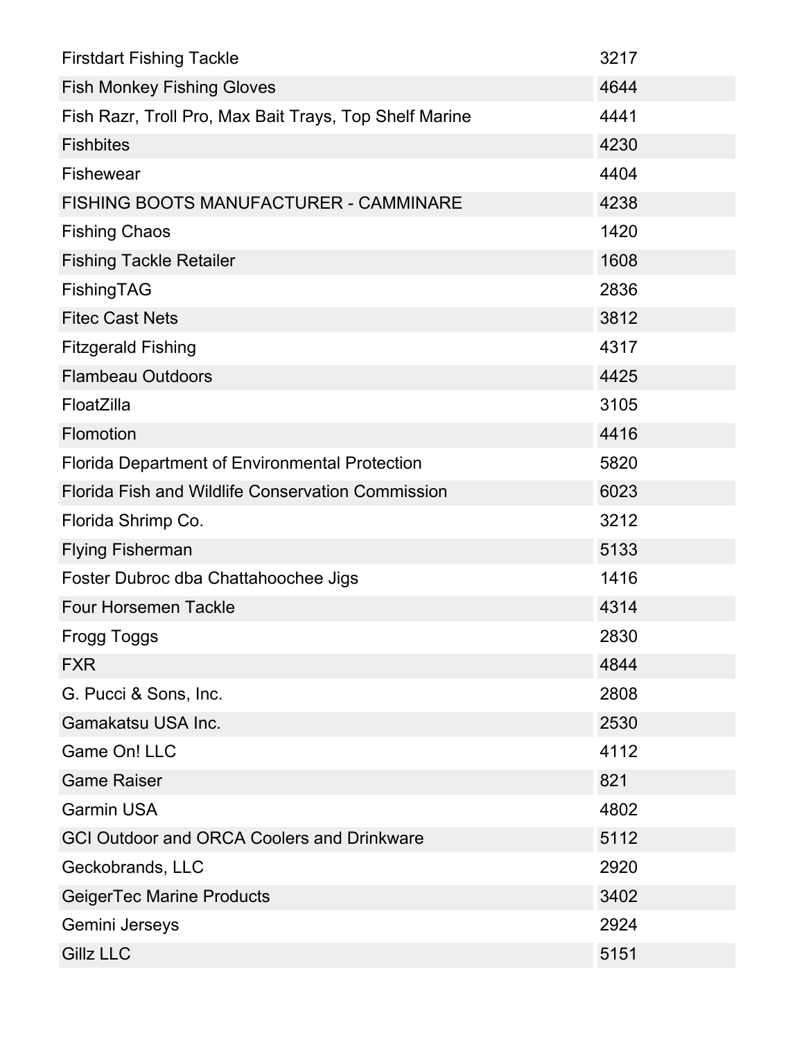| | |
|---|---|
| Firstdart Fishing Tackle | 3217 |
| Fish Monkey Fishing Gloves | 4644 |
| Fish Razr, Troll Pro, Max Bait Trays, Top Shelf Marine | 4441 |
| Fishbites | 4230 |
| Fishewear | 4404 |
| FISHING BOOTS MANUFACTURER - CAMMINARE | 4238 |
| Fishing Chaos | 1420 |
| Fishing Tackle Retailer | 1608 |
| FishingTAG | 2836 |
| Fitec Cast Nets | 3812 |
| Fitzgerald Fishing | 4317 |
| Flambeau Outdoors | 4425 |
| FloatZilla | 3105 |
| Flomotion | 4416 |
| Florida Department of Environmental Protection | 5820 |
| Florida Fish and Wildlife Conservation Commission | 6023 |
| Florida Shrimp Co. | 3212 |
| Flying Fisherman | 5133 |
| Foster Dubroc dba Chattahoochee Jigs | 1416 |
| Four Horsemen Tackle | 4314 |
| Frogg Toggs | 2830 |
| FXR | 4844 |
| G. Pucci & Sons, Inc. | 2808 |
| Gamakatsu USA Inc. | 2530 |
| Game On! LLC | 4112 |
| Game Raiser | 821 |
| Garmin USA | 4802 |
| GCI Outdoor and ORCA Coolers and Drinkware | 5112 |
| Geckobrands, LLC | 2920 |
| GeigerTec Marine Products | 3402 |
| Gemini Jerseys | 2924 |
| Gillz LLC | 5151 |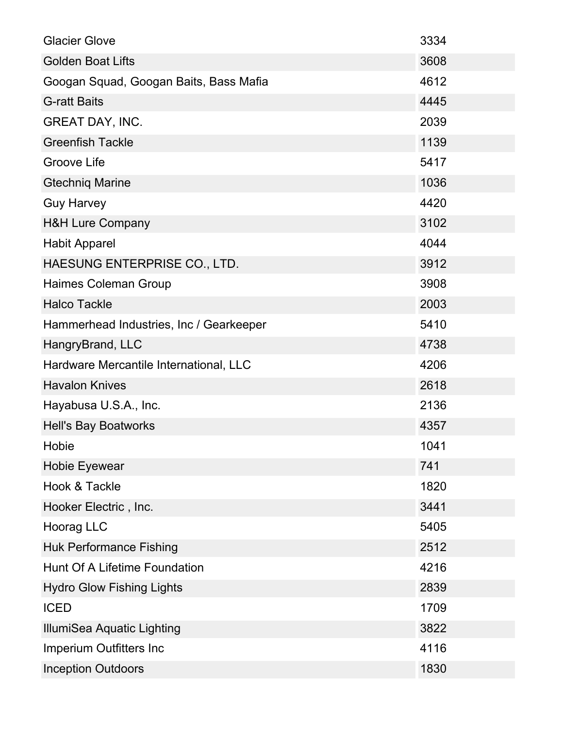| | |
|---|---|
| Glacier Glove | 3334 |
| Golden Boat Lifts | 3608 |
| Googan Squad, Googan Baits, Bass Mafia | 4612 |
| G-ratt Baits | 4445 |
| GREAT DAY, INC. | 2039 |
| Greenfish Tackle | 1139 |
| Groove Life | 5417 |
| Gtechniq Marine | 1036 |
| Guy Harvey | 4420 |
| H&H Lure Company | 3102 |
| Habit Apparel | 4044 |
| HAESUNG ENTERPRISE CO., LTD. | 3912 |
| Haimes Coleman Group | 3908 |
| Halco Tackle | 2003 |
| Hammerhead Industries, Inc / Gearkeeper | 5410 |
| HangryBrand, LLC | 4738 |
| Hardware Mercantile International, LLC | 4206 |
| Havalon Knives | 2618 |
| Hayabusa U.S.A., Inc. | 2136 |
| Hell's Bay Boatworks | 4357 |
| Hobie | 1041 |
| Hobie Eyewear | 741 |
| Hook & Tackle | 1820 |
| Hooker Electric , Inc. | 3441 |
| Hoorag LLC | 5405 |
| Huk Performance Fishing | 2512 |
| Hunt Of A Lifetime Foundation | 4216 |
| Hydro Glow Fishing Lights | 2839 |
| ICED | 1709 |
| IllumiSea Aquatic Lighting | 3822 |
| Imperium Outfitters Inc | 4116 |
| Inception Outdoors | 1830 |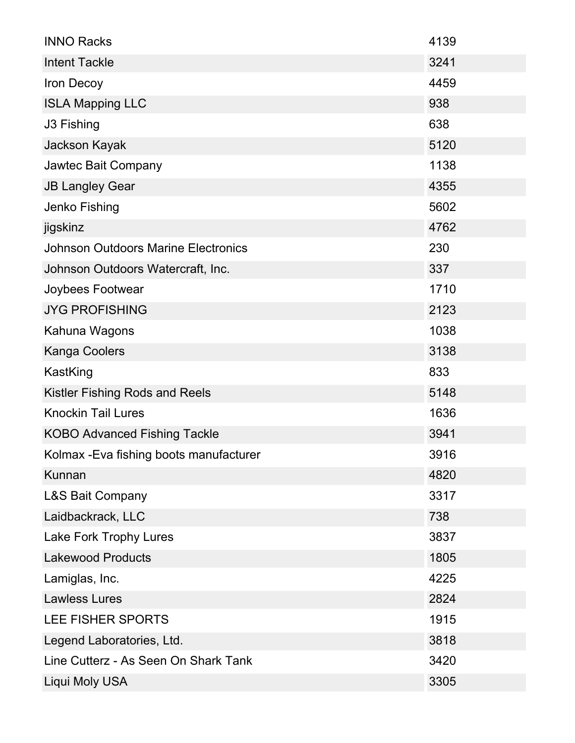| | |
|---|---|
| INNO Racks | 4139 |
| Intent Tackle | 3241 |
| Iron Decoy | 4459 |
| ISLA Mapping LLC | 938 |
| J3 Fishing | 638 |
| Jackson Kayak | 5120 |
| Jawtec Bait Company | 1138 |
| JB Langley Gear | 4355 |
| Jenko Fishing | 5602 |
| jigskinz | 4762 |
| Johnson Outdoors Marine Electronics | 230 |
| Johnson Outdoors Watercraft, Inc. | 337 |
| Joybees Footwear | 1710 |
| JYG PROFISHING | 2123 |
| Kahuna Wagons | 1038 |
| Kanga Coolers | 3138 |
| KastKing | 833 |
| Kistler Fishing Rods and Reels | 5148 |
| Knockin Tail Lures | 1636 |
| KOBO Advanced Fishing Tackle | 3941 |
| Kolmax -Eva fishing boots manufacturer | 3916 |
| Kunnan | 4820 |
| L&S Bait Company | 3317 |
| Laidbackrack, LLC | 738 |
| Lake Fork Trophy Lures | 3837 |
| Lakewood Products | 1805 |
| Lamiglas, Inc. | 4225 |
| Lawless Lures | 2824 |
| LEE FISHER SPORTS | 1915 |
| Legend Laboratories, Ltd. | 3818 |
| Line Cutterz - As Seen On Shark Tank | 3420 |
| Liqui Moly USA | 3305 |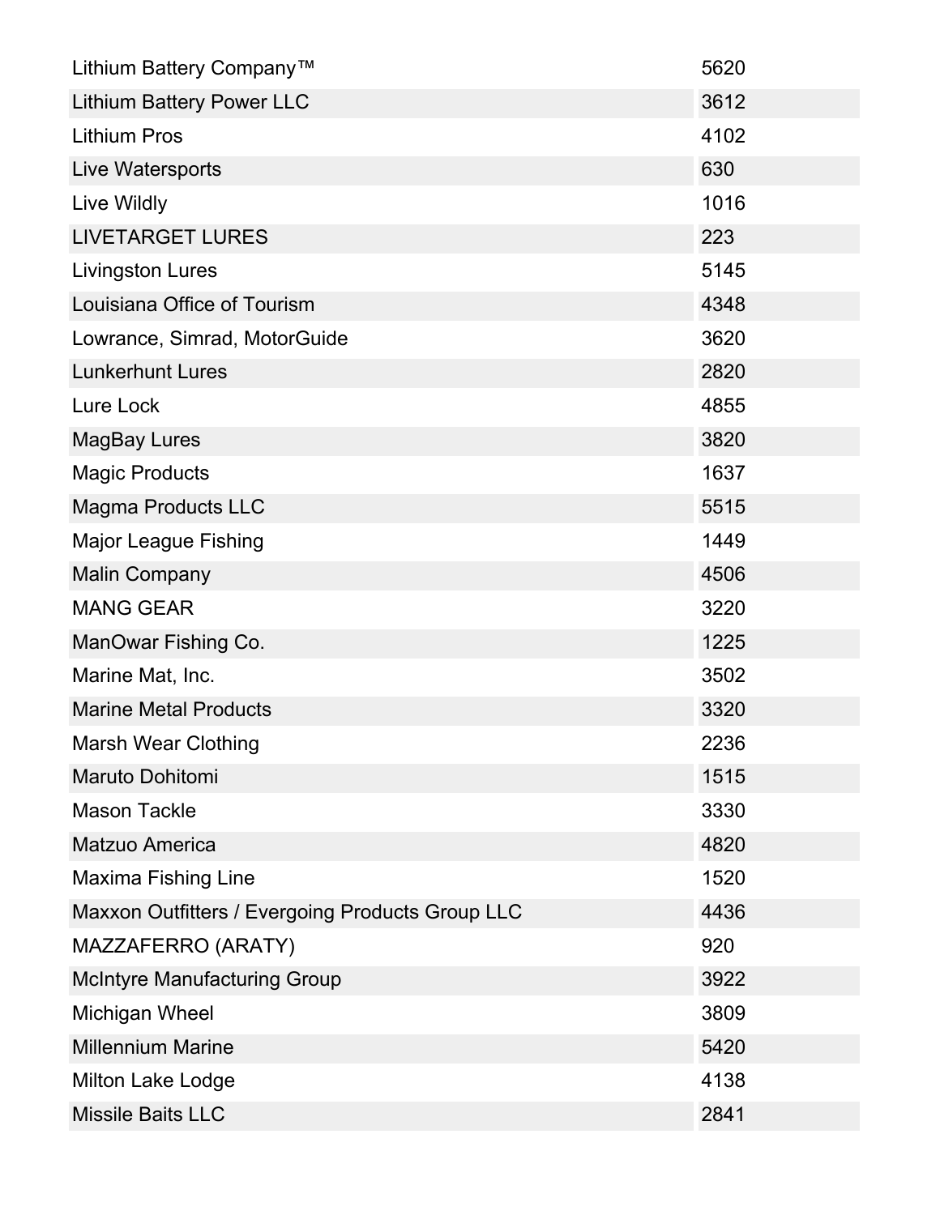| | |
|---|---|
| Lithium Battery Company™ | 5620 |
| Lithium Battery Power LLC | 3612 |
| Lithium Pros | 4102 |
| Live Watersports | 630 |
| Live Wildly | 1016 |
| LIVETARGET LURES | 223 |
| Livingston Lures | 5145 |
| Louisiana Office of Tourism | 4348 |
| Lowrance, Simrad, MotorGuide | 3620 |
| Lunkerhunt Lures | 2820 |
| Lure Lock | 4855 |
| MagBay Lures | 3820 |
| Magic Products | 1637 |
| Magma Products LLC | 5515 |
| Major League Fishing | 1449 |
| Malin Company | 4506 |
| MANG GEAR | 3220 |
| ManOwar Fishing Co. | 1225 |
| Marine Mat, Inc. | 3502 |
| Marine Metal Products | 3320 |
| Marsh Wear Clothing | 2236 |
| Maruto Dohitomi | 1515 |
| Mason Tackle | 3330 |
| Matzuo America | 4820 |
| Maxima Fishing Line | 1520 |
| Maxxon Outfitters / Evergoing Products Group LLC | 4436 |
| MAZZAFERRO (ARATY) | 920 |
| McIntyre Manufacturing Group | 3922 |
| Michigan Wheel | 3809 |
| Millennium Marine | 5420 |
| Milton Lake Lodge | 4138 |
| Missile Baits LLC | 2841 |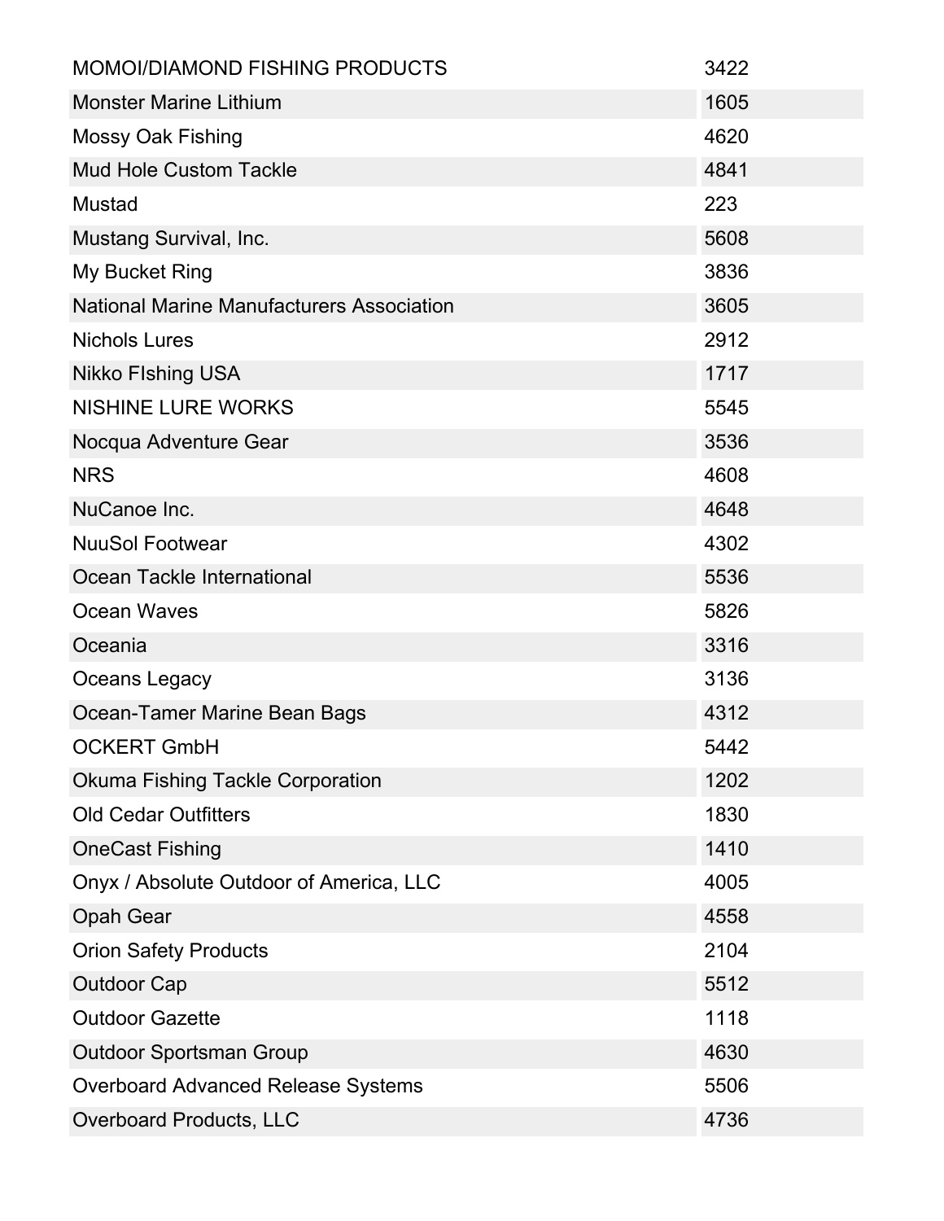| | |
|---|---|
| MOMOI/DIAMOND FISHING PRODUCTS | 3422 |
| Monster Marine Lithium | 1605 |
| Mossy Oak Fishing | 4620 |
| Mud Hole Custom Tackle | 4841 |
| Mustad | 223 |
| Mustang Survival, Inc. | 5608 |
| My Bucket Ring | 3836 |
| National Marine Manufacturers Association | 3605 |
| Nichols Lures | 2912 |
| Nikko FIshing USA | 1717 |
| NISHINE LURE WORKS | 5545 |
| Nocqua Adventure Gear | 3536 |
| NRS | 4608 |
| NuCanoe Inc. | 4648 |
| NuuSol Footwear | 4302 |
| Ocean Tackle International | 5536 |
| Ocean Waves | 5826 |
| Oceania | 3316 |
| Oceans Legacy | 3136 |
| Ocean-Tamer Marine Bean Bags | 4312 |
| OCKERT GmbH | 5442 |
| Okuma Fishing Tackle Corporation | 1202 |
| Old Cedar Outfitters | 1830 |
| OneCast Fishing | 1410 |
| Onyx / Absolute Outdoor of America, LLC | 4005 |
| Opah Gear | 4558 |
| Orion Safety Products | 2104 |
| Outdoor Cap | 5512 |
| Outdoor Gazette | 1118 |
| Outdoor Sportsman Group | 4630 |
| Overboard Advanced Release Systems | 5506 |
| Overboard Products, LLC | 4736 |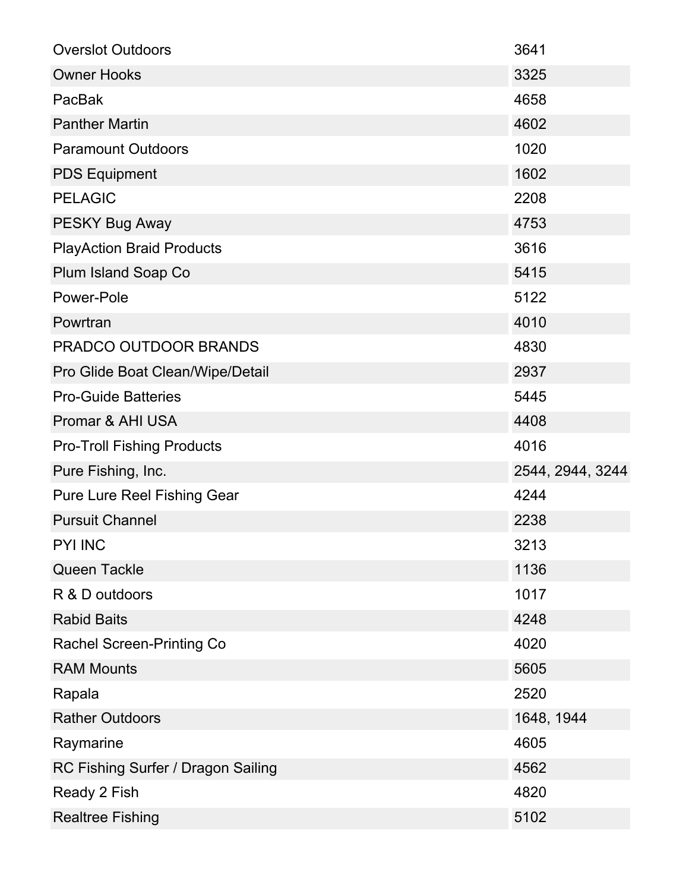| | |
|---|---|
| Overslot Outdoors | 3641 |
| Owner Hooks | 3325 |
| PacBak | 4658 |
| Panther Martin | 4602 |
| Paramount Outdoors | 1020 |
| PDS Equipment | 1602 |
| PELAGIC | 2208 |
| PESKY Bug Away | 4753 |
| PlayAction Braid Products | 3616 |
| Plum Island Soap Co | 5415 |
| Power-Pole | 5122 |
| Powrtran | 4010 |
| PRADCO OUTDOOR BRANDS | 4830 |
| Pro Glide Boat Clean/Wipe/Detail | 2937 |
| Pro-Guide Batteries | 5445 |
| Promar & AHI USA | 4408 |
| Pro-Troll Fishing Products | 4016 |
| Pure Fishing, Inc. | 2544, 2944, 3244 |
| Pure Lure Reel Fishing Gear | 4244 |
| Pursuit Channel | 2238 |
| PYI INC | 3213 |
| Queen Tackle | 1136 |
| R & D outdoors | 1017 |
| Rabid Baits | 4248 |
| Rachel Screen-Printing Co | 4020 |
| RAM Mounts | 5605 |
| Rapala | 2520 |
| Rather Outdoors | 1648, 1944 |
| Raymarine | 4605 |
| RC Fishing Surfer / Dragon Sailing | 4562 |
| Ready 2 Fish | 4820 |
| Realtree Fishing | 5102 |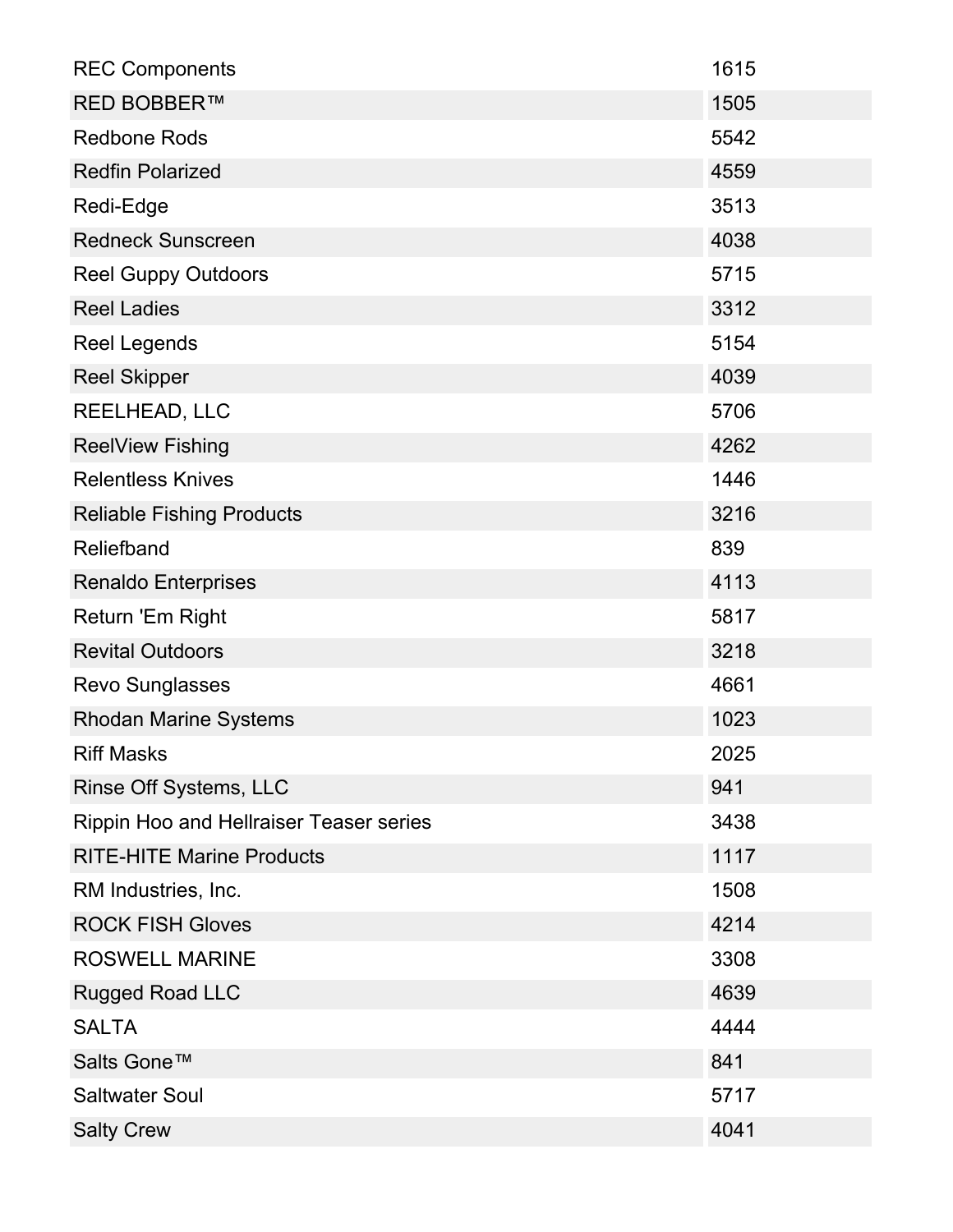| | |
|---|---|
| REC Components | 1615 |
| RED BOBBER™ | 1505 |
| Redbone Rods | 5542 |
| Redfin Polarized | 4559 |
| Redi-Edge | 3513 |
| Redneck Sunscreen | 4038 |
| Reel Guppy Outdoors | 5715 |
| Reel Ladies | 3312 |
| Reel Legends | 5154 |
| Reel Skipper | 4039 |
| REELHEAD, LLC | 5706 |
| ReelView Fishing | 4262 |
| Relentless Knives | 1446 |
| Reliable Fishing Products | 3216 |
| Reliefband | 839 |
| Renaldo Enterprises | 4113 |
| Return 'Em Right | 5817 |
| Revital Outdoors | 3218 |
| Revo Sunglasses | 4661 |
| Rhodan Marine Systems | 1023 |
| Riff Masks | 2025 |
| Rinse Off Systems, LLC | 941 |
| Rippin Hoo and Hellraiser Teaser series | 3438 |
| RITE-HITE Marine Products | 1117 |
| RM Industries, Inc. | 1508 |
| ROCK FISH Gloves | 4214 |
| ROSWELL MARINE | 3308 |
| Rugged Road LLC | 4639 |
| SALTA | 4444 |
| Salts Gone™ | 841 |
| Saltwater Soul | 5717 |
| Salty Crew | 4041 |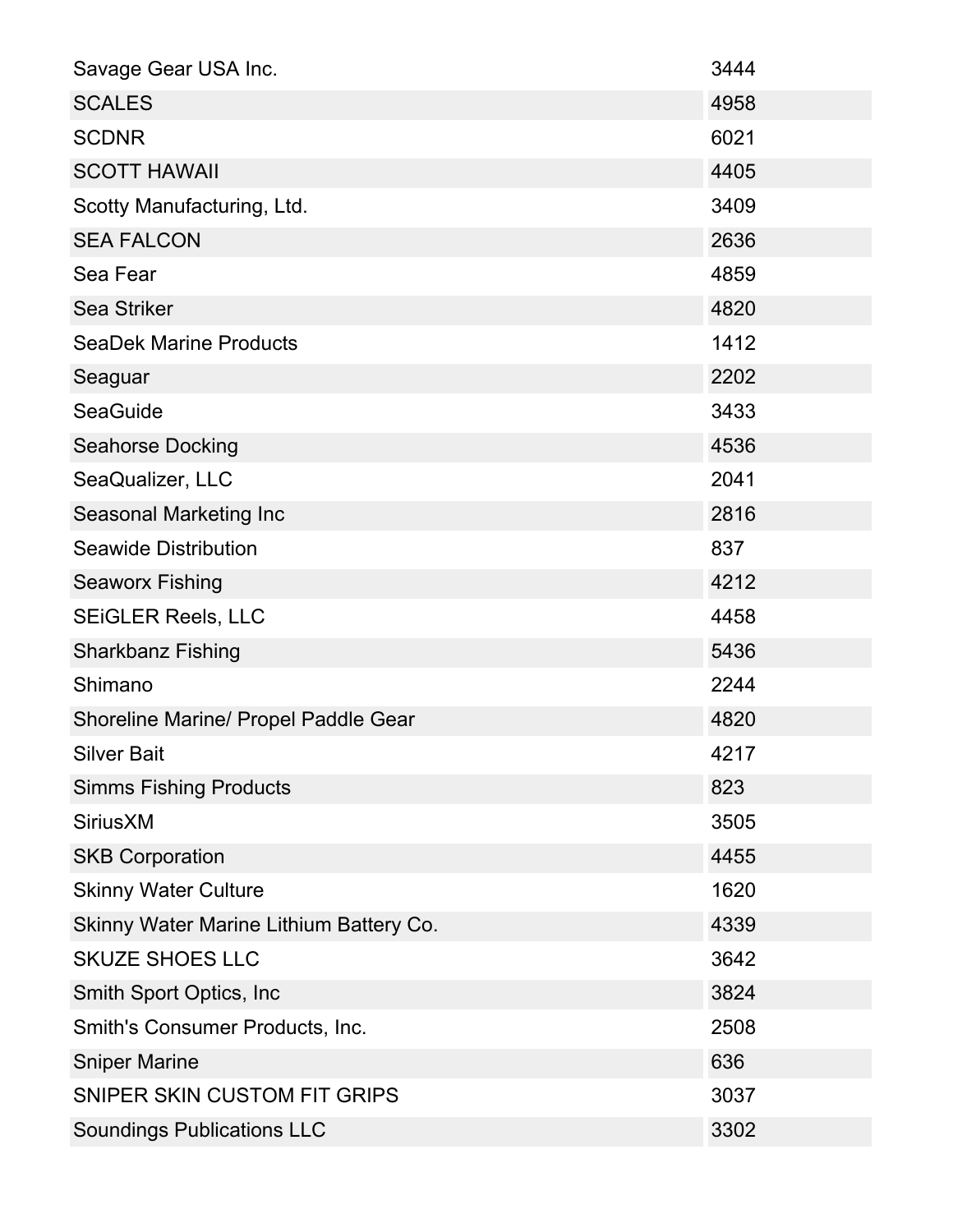| | |
|---|---|
| Savage Gear USA Inc. | 3444 |
| SCALES | 4958 |
| SCDNR | 6021 |
| SCOTT HAWAII | 4405 |
| Scotty Manufacturing, Ltd. | 3409 |
| SEA FALCON | 2636 |
| Sea Fear | 4859 |
| Sea Striker | 4820 |
| SeaDek Marine Products | 1412 |
| Seaguar | 2202 |
| SeaGuide | 3433 |
| Seahorse Docking | 4536 |
| SeaQualizer, LLC | 2041 |
| Seasonal Marketing Inc | 2816 |
| Seawide Distribution | 837 |
| Seaworx Fishing | 4212 |
| SEiGLER Reels, LLC | 4458 |
| Sharkbanz Fishing | 5436 |
| Shimano | 2244 |
| Shoreline Marine/ Propel Paddle Gear | 4820 |
| Silver Bait | 4217 |
| Simms Fishing Products | 823 |
| SiriusXM | 3505 |
| SKB Corporation | 4455 |
| Skinny Water Culture | 1620 |
| Skinny Water Marine Lithium Battery Co. | 4339 |
| SKUZE SHOES LLC | 3642 |
| Smith Sport Optics, Inc | 3824 |
| Smith's Consumer Products, Inc. | 2508 |
| Sniper Marine | 636 |
| SNIPER SKIN CUSTOM FIT GRIPS | 3037 |
| Soundings Publications LLC | 3302 |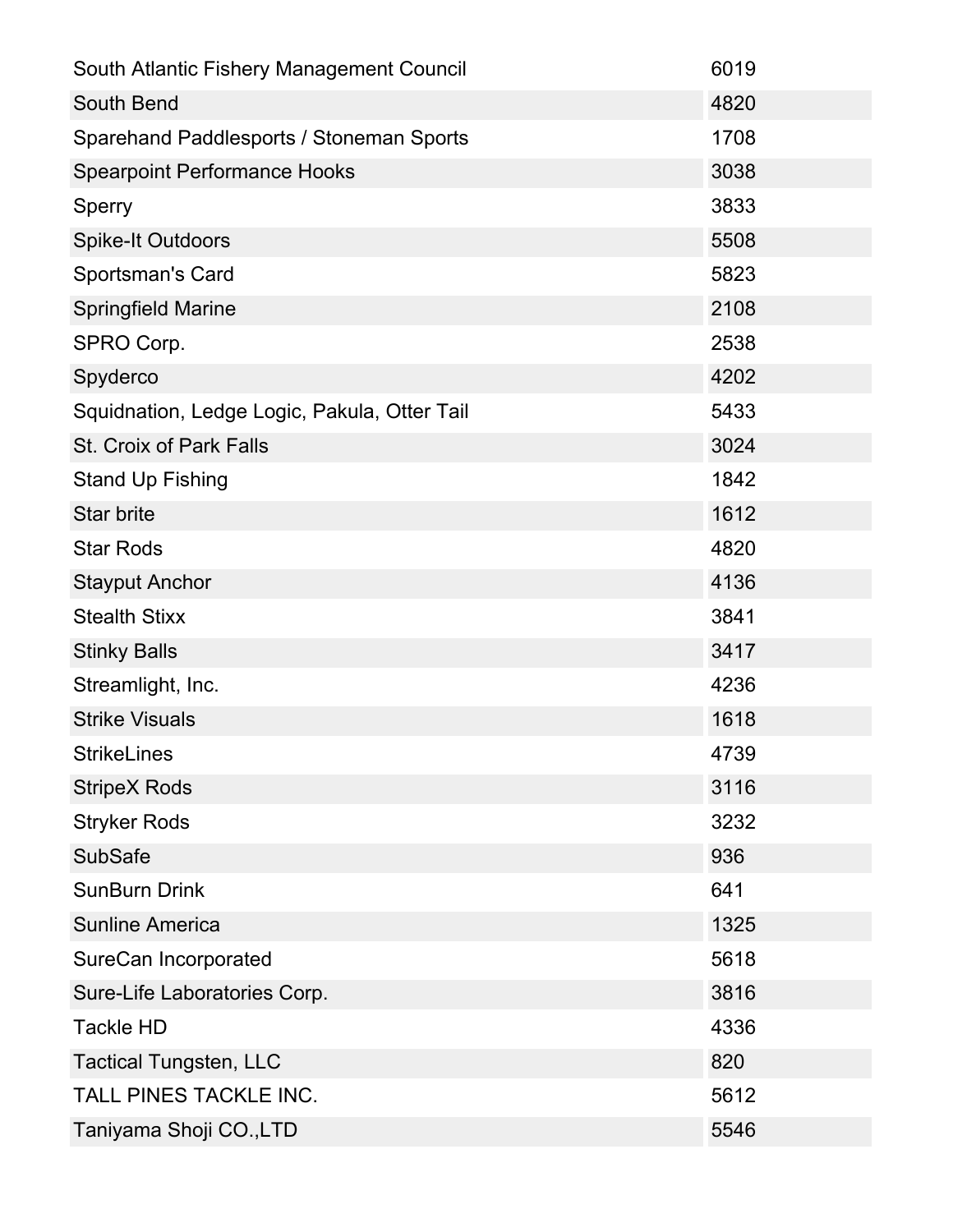| | |
|---|---|
| South Atlantic Fishery Management Council | 6019 |
| South Bend | 4820 |
| Sparehand Paddlesports / Stoneman Sports | 1708 |
| Spearpoint Performance Hooks | 3038 |
| Sperry | 3833 |
| Spike-It Outdoors | 5508 |
| Sportsman's Card | 5823 |
| Springfield Marine | 2108 |
| SPRO Corp. | 2538 |
| Spyderco | 4202 |
| Squidnation, Ledge Logic, Pakula, Otter Tail | 5433 |
| St. Croix of Park Falls | 3024 |
| Stand Up Fishing | 1842 |
| Star brite | 1612 |
| Star Rods | 4820 |
| Stayput Anchor | 4136 |
| Stealth Stixx | 3841 |
| Stinky Balls | 3417 |
| Streamlight, Inc. | 4236 |
| Strike Visuals | 1618 |
| StrikeLines | 4739 |
| StripeX Rods | 3116 |
| Stryker Rods | 3232 |
| SubSafe | 936 |
| SunBurn Drink | 641 |
| Sunline America | 1325 |
| SureCan Incorporated | 5618 |
| Sure-Life Laboratories Corp. | 3816 |
| Tackle HD | 4336 |
| Tactical Tungsten, LLC | 820 |
| TALL PINES TACKLE INC. | 5612 |
| Taniyama Shoji CO.,LTD | 5546 |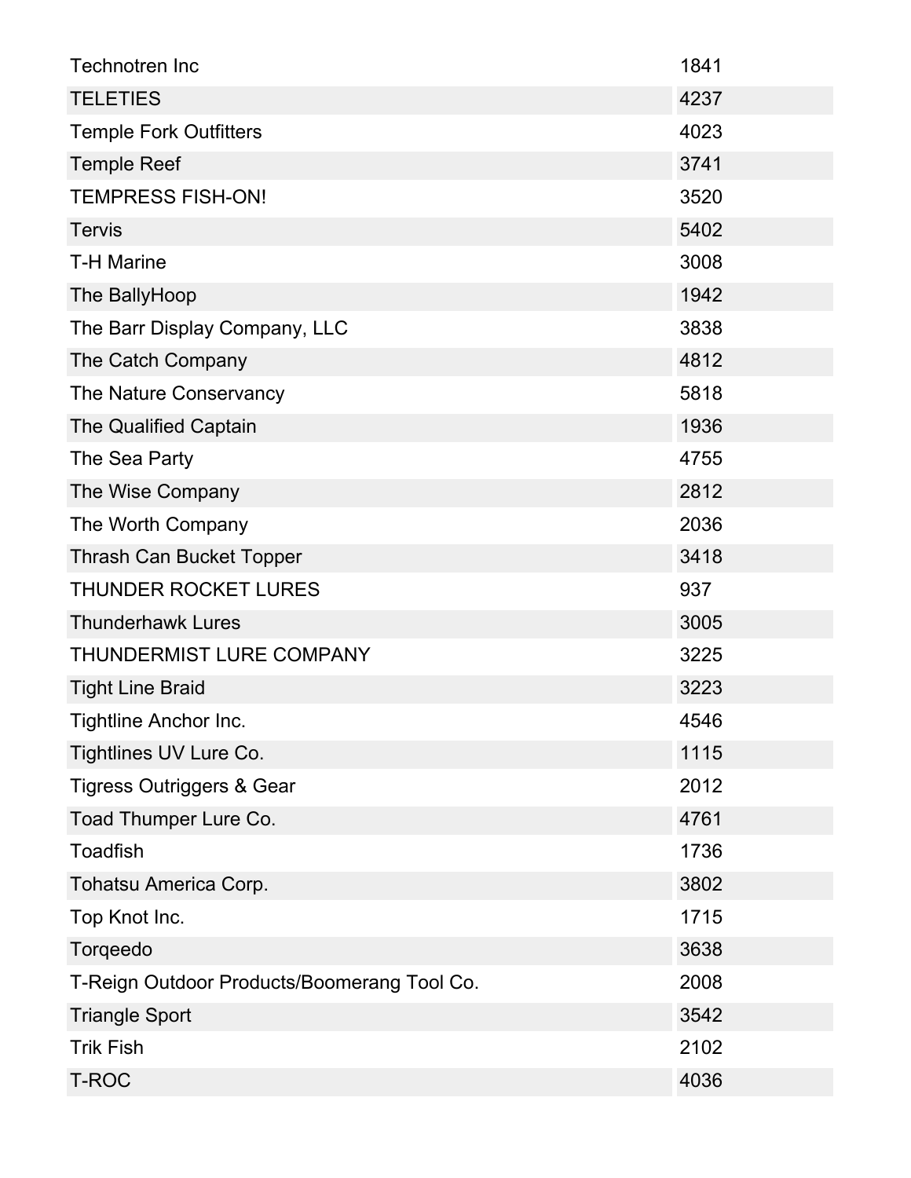| | |
|---|---|
| Technotren Inc | 1841 |
| TELETIES | 4237 |
| Temple Fork Outfitters | 4023 |
| Temple Reef | 3741 |
| TEMPRESS FISH-ON! | 3520 |
| Tervis | 5402 |
| T-H Marine | 3008 |
| The BallyHoop | 1942 |
| The Barr Display Company, LLC | 3838 |
| The Catch Company | 4812 |
| The Nature Conservancy | 5818 |
| The Qualified Captain | 1936 |
| The Sea Party | 4755 |
| The Wise Company | 2812 |
| The Worth Company | 2036 |
| Thrash Can Bucket Topper | 3418 |
| THUNDER ROCKET LURES | 937 |
| Thunderhawk Lures | 3005 |
| THUNDERMIST LURE COMPANY | 3225 |
| Tight Line Braid | 3223 |
| Tightline Anchor Inc. | 4546 |
| Tightlines UV Lure Co. | 1115 |
| Tigress Outriggers & Gear | 2012 |
| Toad Thumper Lure Co. | 4761 |
| Toadfish | 1736 |
| Tohatsu America Corp. | 3802 |
| Top Knot Inc. | 1715 |
| Torqeedo | 3638 |
| T-Reign Outdoor Products/Boomerang Tool Co. | 2008 |
| Triangle Sport | 3542 |
| Trik Fish | 2102 |
| T-ROC | 4036 |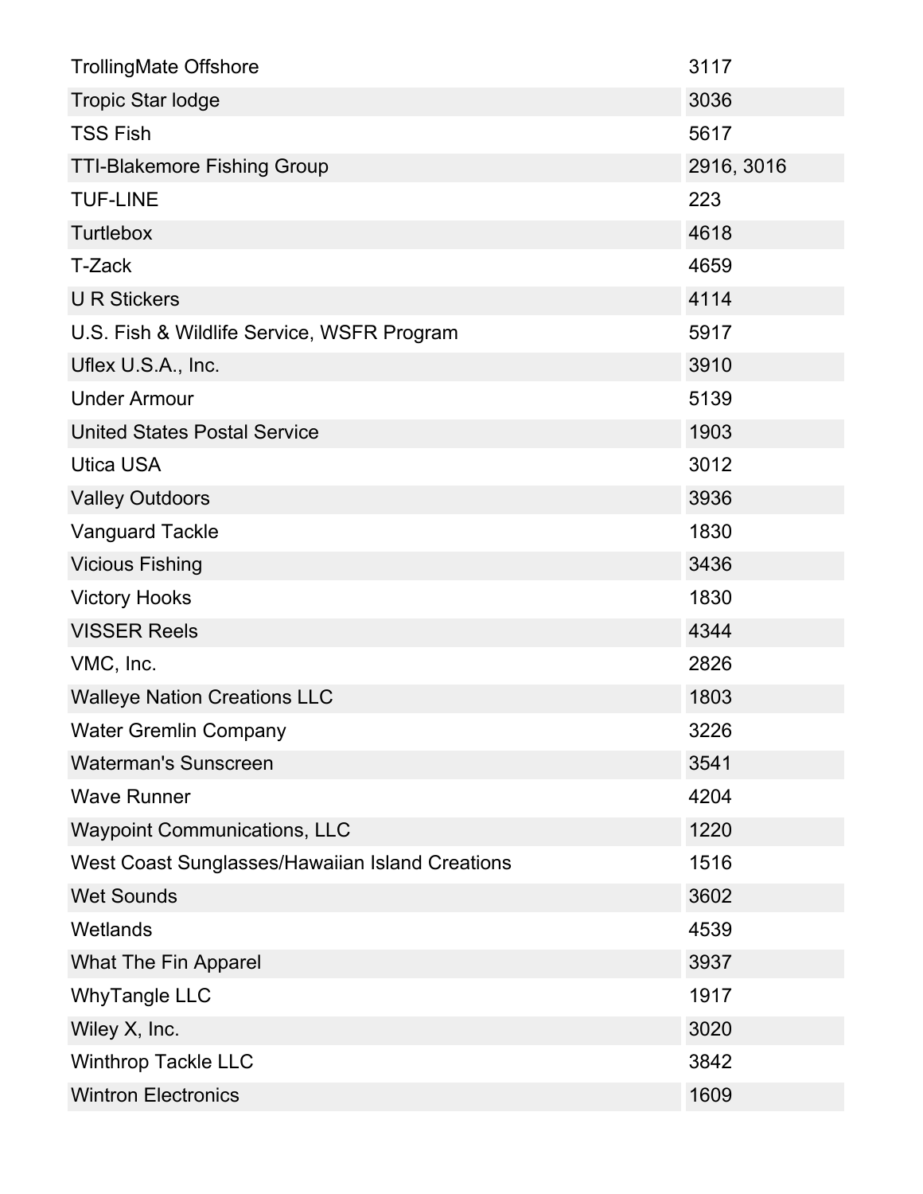| | |
|---|---|
| TrollingMate Offshore | 3117 |
| Tropic Star lodge | 3036 |
| TSS Fish | 5617 |
| TTI-Blakemore Fishing Group | 2916, 3016 |
| TUF-LINE | 223 |
| Turtlebox | 4618 |
| T-Zack | 4659 |
| U R Stickers | 4114 |
| U.S. Fish & Wildlife Service, WSFR Program | 5917 |
| Uflex U.S.A., Inc. | 3910 |
| Under Armour | 5139 |
| United States Postal Service | 1903 |
| Utica USA | 3012 |
| Valley Outdoors | 3936 |
| Vanguard Tackle | 1830 |
| Vicious Fishing | 3436 |
| Victory Hooks | 1830 |
| VISSER Reels | 4344 |
| VMC, Inc. | 2826 |
| Walleye Nation Creations LLC | 1803 |
| Water Gremlin Company | 3226 |
| Waterman's Sunscreen | 3541 |
| Wave Runner | 4204 |
| Waypoint Communications, LLC | 1220 |
| West Coast Sunglasses/Hawaiian Island Creations | 1516 |
| Wet Sounds | 3602 |
| Wetlands | 4539 |
| What The Fin Apparel | 3937 |
| WhyTangle LLC | 1917 |
| Wiley X, Inc. | 3020 |
| Winthrop Tackle LLC | 3842 |
| Wintron Electronics | 1609 |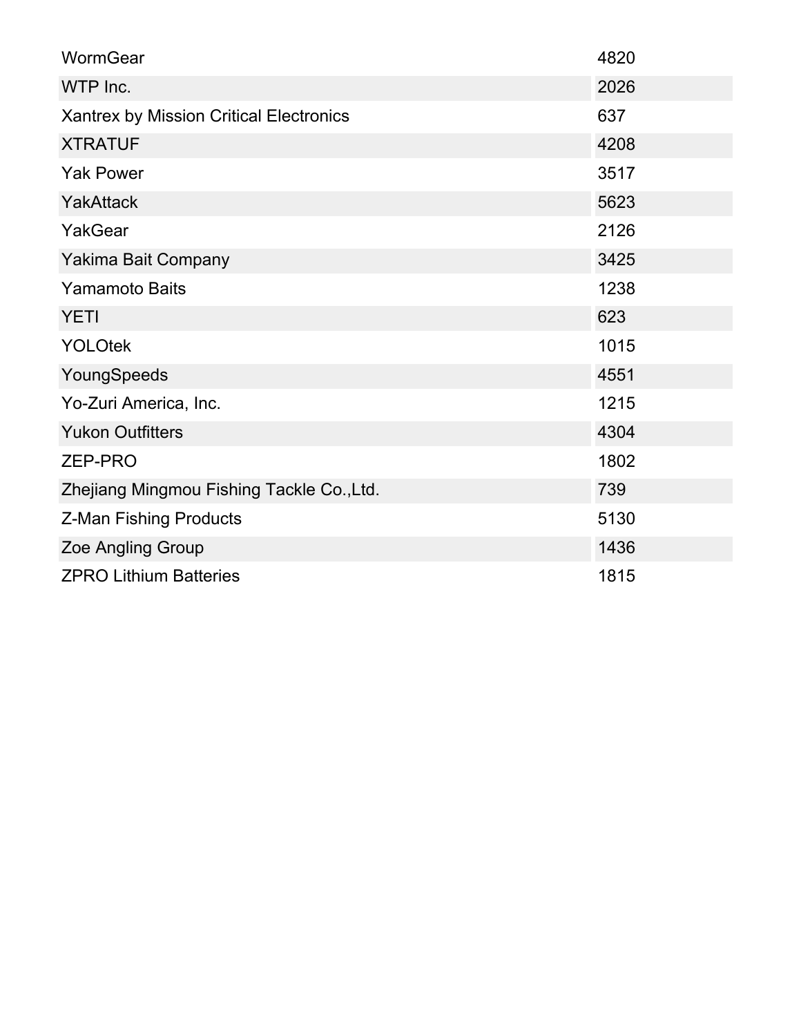| | |
|---|---|
| WormGear | 4820 |
| WTP Inc. | 2026 |
| Xantrex by Mission Critical Electronics | 637 |
| XTRATUF | 4208 |
| Yak Power | 3517 |
| YakAttack | 5623 |
| YakGear | 2126 |
| Yakima Bait Company | 3425 |
| Yamamoto Baits | 1238 |
| YETI | 623 |
| YOLOtek | 1015 |
| YoungSpeeds | 4551 |
| Yo-Zuri America, Inc. | 1215 |
| Yukon Outfitters | 4304 |
| ZEP-PRO | 1802 |
| Zhejiang Mingmou Fishing Tackle Co.,Ltd. | 739 |
| Z-Man Fishing Products | 5130 |
| Zoe Angling Group | 1436 |
| ZPRO Lithium Batteries | 1815 |